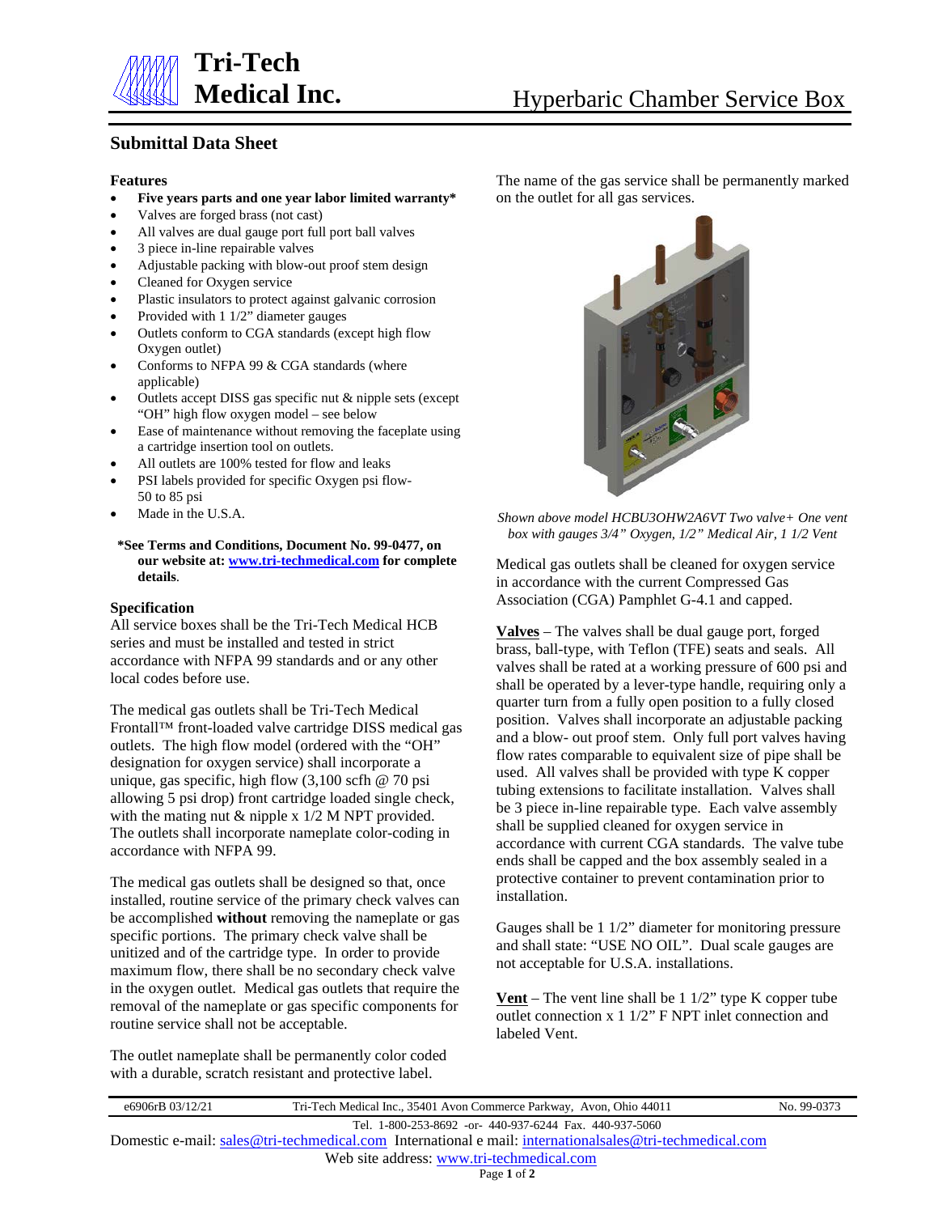# Tri-Tech Medical Inc.

## Hyperbaric Chamber Service Box

### Submittal Data Sheet

**Features**

- **Five years parts and one year labor limited warranty***
- Valves are forged brass (not cast)
- All valves are dual gauge port full port ball valves
- 3 piece in-line repairable valves
- Adjustable packing with blow-out proof stem design
- Cleaned for Oxygen service
- Plastic insulators to protect against galvanic corrosion
- Provided with 1 1/2" diameter gauges
- Outlets conform to CGA standards (except high flow Oxygen outlet)
- Conforms to NFPA 99 & CGA standards (where applicable)
- Outlets accept DISS gas specific nut & nipple sets (except "OH" high flow oxygen model – see below
- Ease of maintenance without removing the faceplate using a cartridge insertion tool on outlets.
- All outlets are 100% tested for flow and leaks
- PSI labels provided for specific Oxygen psi flow- 50 to 85 psi
- Made in the U.S.A.

**\*See Terms and Conditions, Document No. 99-0477, on our website at: www.tri-techmedical.com for complete details**.

**Specification**

All service boxes shall be the Tri-Tech Medical HCB series and must be installed and tested in strict accordance with NFPA 99 standards and or any other local codes before use.

The medical gas outlets shall be Tri-Tech Medical Frontall™ front-loaded valve cartridge DISS medical gas outlets. The high flow model (ordered with the "OH" designation for oxygen service) shall incorporate a unique, gas specific, high flow (3,100 scfh @ 70 psi allowing 5 psi drop) front cartridge loaded single check, with the mating nut & nipple x 1/2 M NPT provided. The outlets shall incorporate nameplate color-coding in accordance with NFPA 99.

The medical gas outlets shall be designed so that, once installed, routine service of the primary check valves can be accomplished **without** removing the nameplate or gas specific portions. The primary check valve shall be unitized and of the cartridge type. In order to provide maximum flow, there shall be no secondary check valve in the oxygen outlet. Medical gas outlets that require the removal of the nameplate or gas specific components for routine service shall not be acceptable.

The outlet nameplate shall be permanently color coded with a durable, scratch resistant and protective label.

The name of the gas service shall be permanently marked on the outlet for all gas services.

*Shown above model HCBU3OHW2A6VT Two valve+ One vent box with gauges 3/4" Oxygen, 1/2" Medical Air, 1 1/2 Vent*

Medical gas outlets shall be cleaned for oxygen service in accordance with the current Compressed Gas Association (CGA) Pamphlet G-4.1 and capped.

**Valves** – The valves shall be dual gauge port, forged brass, ball-type, with Teflon (TFE) seats and seals. All valves shall be rated at a working pressure of 600 psi and shall be operated by a lever-type handle, requiring only a quarter turn from a fully open position to a fully closed position. Valves shall incorporate an adjustable packing and a blow- out proof stem. Only full port valves having flow rates comparable to equivalent size of pipe shall be used. All valves shall be provided with type K copper tubing extensions to facilitate installation. Valves shall be 3 piece in-line repairable type. Each valve assembly shall be supplied cleaned for oxygen service in accordance with current CGA standards. The valve tube ends shall be capped and the box assembly sealed in a protective container to prevent contamination prior to installation.

Gauges shall be 1 1/2" diameter for monitoring pressure and shall state: "USE NO OIL". Dual scale gauges are not acceptable for U.S.A. installations.

**Vent** – The vent line shall be 1 1/2" type K copper tube outlet connection x 1 1/2" F NPT inlet connection and labeled Vent.

e6906rB 03/12/21 | Tri-Tech Medical Inc., 35401 Avon Commerce Parkway, Avon, Ohio 44011 | No. 99-0373

Tel. 1-800-253-8692 -or- 440-937-6244 Fax. 440-937-5060

Domestic e-mail: sales@tri-techmedical.com International e mail: internationalsales@tri-techmedical.com

Web site address: www.tri-techmedical.com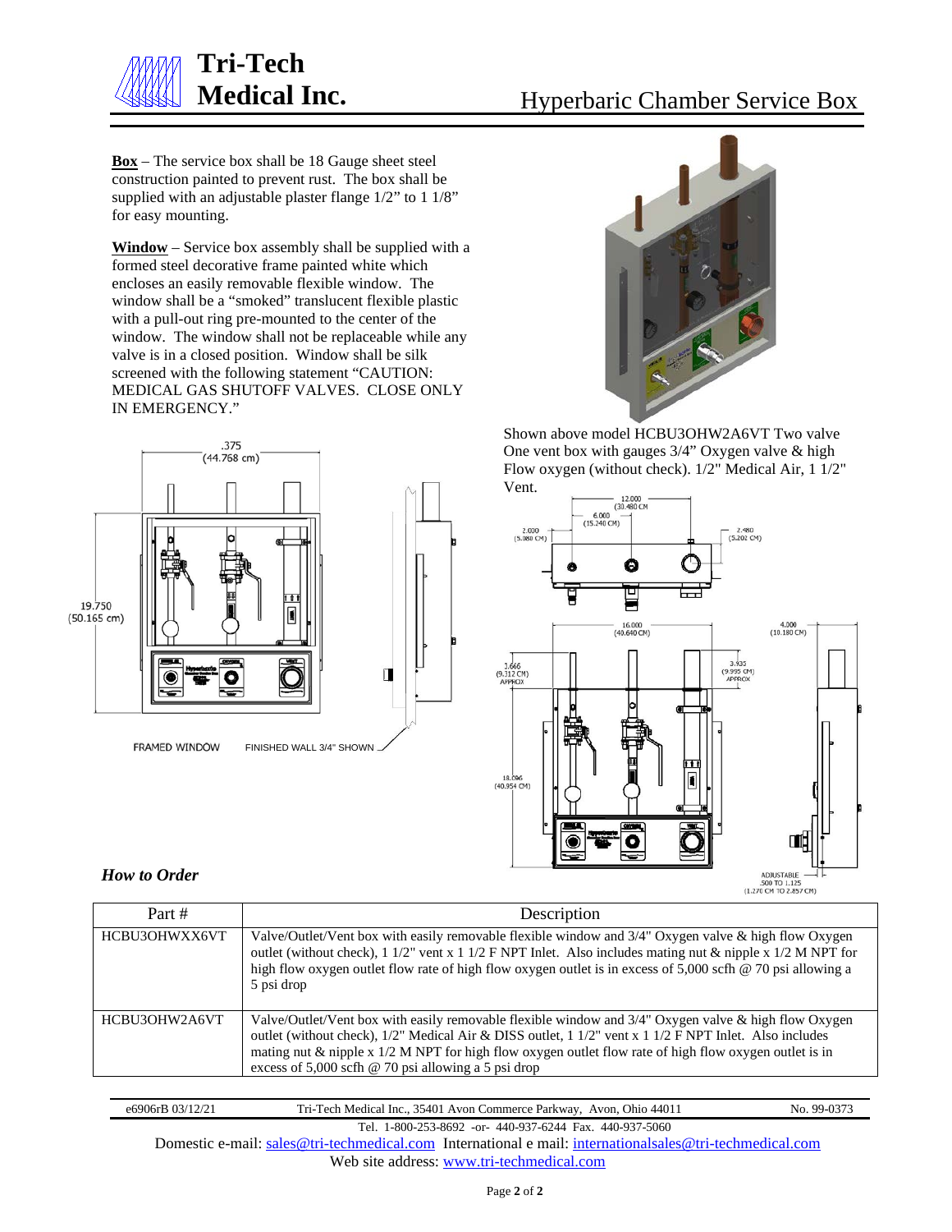# Tri-Tech Medical Inc.

## Hyperbaric Chamber Service Box

**Box** – The service box shall be 18 Gauge sheet steel construction painted to prevent rust. The box shall be supplied with an adjustable plaster flange 1/2" to 1 1/8" for easy mounting.

**Window** – Service box assembly shall be supplied with a formed steel decorative frame painted white which encloses an easily removable flexible window. The window shall be a "smoked" translucent flexible plastic with a pull-out ring pre-mounted to the center of the window. The window shall not be replaceable while any valve is in a closed position. Window shall be silk screened with the following statement "CAUTION: MEDICAL GAS SHUTOFF VALVES. CLOSE ONLY IN EMERGENCY."

Shown above model HCBU3OHW2A6VT Two valve One vent box with gauges 3/4" Oxygen valve & high Flow oxygen (without check). 1/2" Medical Air, 1 1/2" Vent.

.375
(44.768 cm)
19.750
(50.165 cm)
FRAMED WINDOW
FINISHED WALL 3/4" SHOWN

12.000
(30.480 CM)
6.000
(15.240 CM)
2.000
(5.080 CM)
2.480
(5.202 CM)
16.000
(40.640 CM)
4.000
(10.180 CM)
3.666
(9.312 CM)
APPROX
3.935
(9.995 CM)
APPROX
18.096
(40.954 CM)
ADJUSTABLE
.500 TO 1.125
(1.270 CM TO 2.857 CM)

### *How to Order*

| Part # | Description |
| --- | --- |
| HCBU3OHWXX6VT | Valve/Outlet/Vent box with easily removable flexible window and 3/4" Oxygen valve & high flow Oxygen outlet (without check), 1 1/2" vent x 1 1/2 F NPT Inlet. Also includes mating nut & nipple x 1/2 M NPT for high flow oxygen outlet flow rate of high flow oxygen outlet is in excess of 5,000 scfh @ 70 psi allowing a 5 psi drop |
| HCBU3OHW2A6VT | Valve/Outlet/Vent box with easily removable flexible window and 3/4" Oxygen valve & high flow Oxygen outlet (without check), 1/2" Medical Air & DISS outlet, 1 1/2" vent x 1 1/2 F NPT Inlet. Also includes mating nut & nipple x 1/2 M NPT for high flow oxygen outlet flow rate of high flow oxygen outlet is in excess of 5,000 scfh @ 70 psi allowing a 5 psi drop |

e6906rB 03/12/21 Tri-Tech Medical Inc., 35401 Avon Commerce Parkway, Avon, Ohio 44011 No. 99-0373

Tel. 1-800-253-8692 -or- 440-937-6244 Fax. 440-937-5060

Domestic e-mail: sales@tri-techmedical.com International e mail: internationalsales@tri-techmedical.com

Web site address: www.tri-techmedical.com